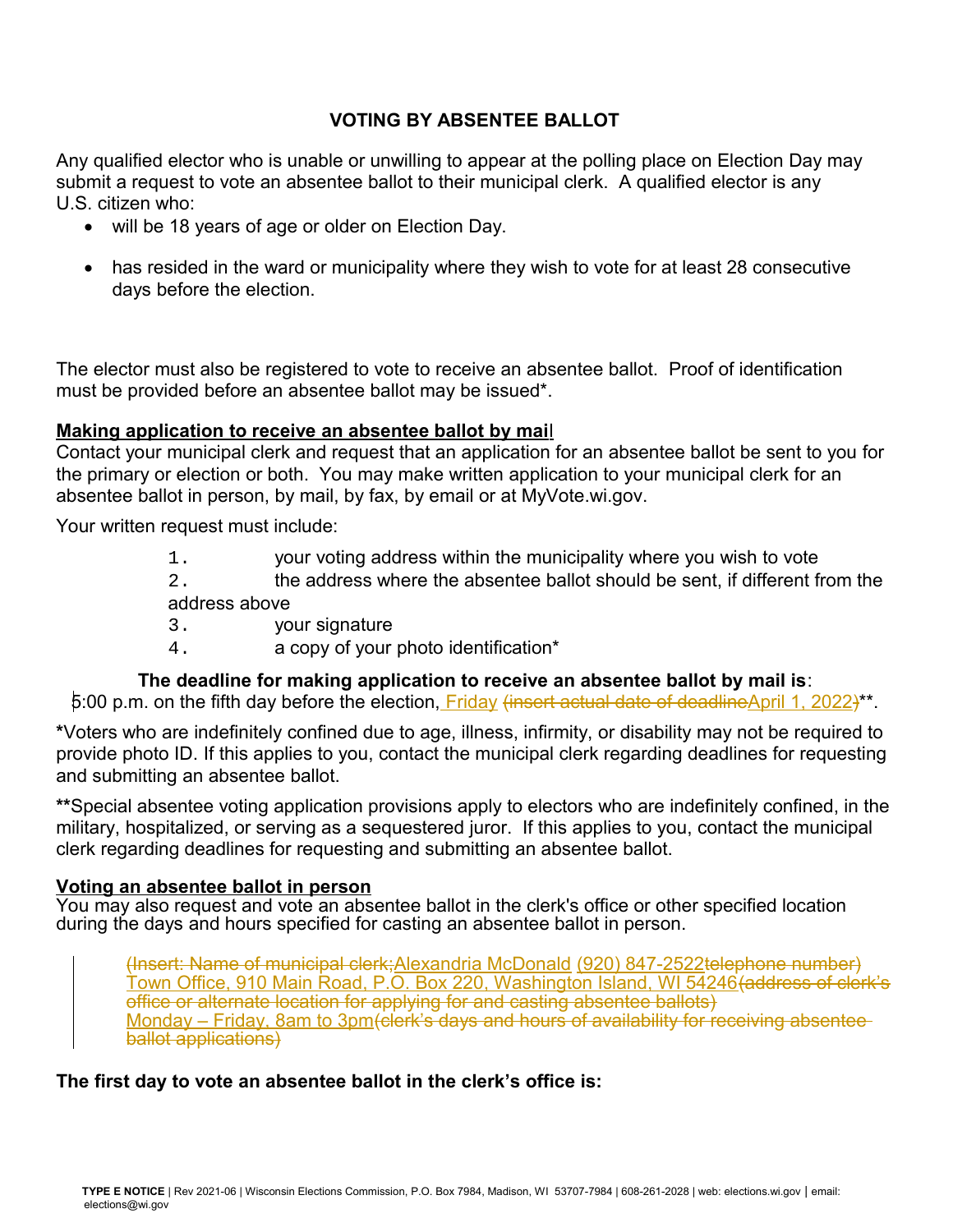## VOTING BY ABSENTEE BALLOT

Any qualified elector who is unable or unwilling to appear at the polling place on Election Day may submit a request to vote an absentee ballot to their municipal clerk. A qualified elector is any U.S. citizen who:

- will be 18 years of age or older on Election Day.
- has resided in the ward or municipality where they wish to vote for at least 28 consecutive days before the election.

The elector must also be registered to vote to receive an absentee ballot. Proof of identification must be provided before an absentee ballot may be issued*.

**Making application to receive an absentee ballot by mail**

Contact your municipal clerk and request that an application for an absentee ballot be sent to you for the primary or election or both. You may make written application to your municipal clerk for an absentee ballot in person, by mail, by fax, by email or at MyVote.wi.gov.

Your written request must include:

1. your voting address within the municipality where you wish to vote
2. the address where the absentee ballot should be sent, if different from the address above
3. your signature
4. a copy of your photo identification*

**The deadline for making application to receive an absentee ballot by mail is**:

5:00 p.m. on the fifth day before the election, Friday ~~(insert actual date of deadline~~April 1, 2022~~)~~**.

*Voters who are indefinitely confined due to age, illness, infirmity, or disability may not be required to provide photo ID. If this applies to you, contact the municipal clerk regarding deadlines for requesting and submitting an absentee ballot.

**Special absentee voting application provisions apply to electors who are indefinitely confined, in the military, hospitalized, or serving as a sequestered juror. If this applies to you, contact the municipal clerk regarding deadlines for requesting and submitting an absentee ballot.

**Voting an absentee ballot in person**

You may also request and vote an absentee ballot in the clerk's office or other specified location during the days and hours specified for casting an absentee ballot in person.

> ~~(Insert: Name of municipal clerk;~~Alexandria McDonald (920) 847-2522~~telephone number)~~
> Town Office, 910 Main Road, P.O. Box 220, Washington Island, WI 54246~~(address of clerk's office or alternate location for applying for and casting absentee ballots)~~
> Monday – Friday, 8am to 3pm~~(clerk's days and hours of availability for receiving absentee ballot applications)~~

**The first day to vote an absentee ballot in the clerk's office is:**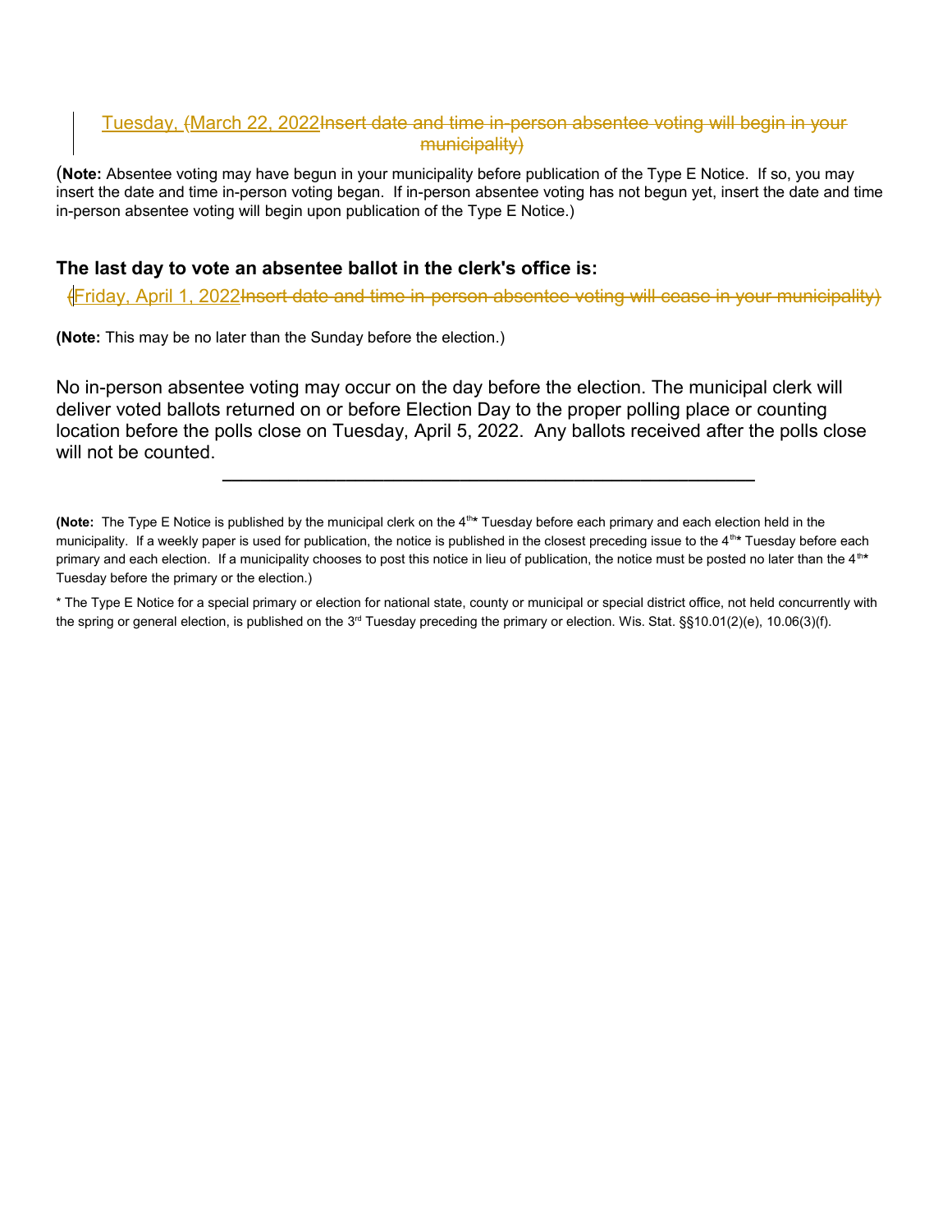Tuesday, ~~(~~March 22, 2022~~Insert date and time in-person absentee voting will begin in your municipality)~~

(**Note:** Absentee voting may have begun in your municipality before publication of the Type E Notice. If so, you may insert the date and time in-person voting began. If in-person absentee voting has not begun yet, insert the date and time in-person absentee voting will begin upon publication of the Type E Notice.)

**The last day to vote an absentee ballot in the clerk's office is:**

~~(~~Friday, April 1, 2022~~Insert date and time in-person absentee voting will cease in your municipality)~~

**(Note:** This may be no later than the Sunday before the election.)

No in-person absentee voting may occur on the day before the election. The municipal clerk will deliver voted ballots returned on or before Election Day to the proper polling place or counting location before the polls close on Tuesday, April 5, 2022. Any ballots received after the polls close will not be counted.

---

**(Note:** The Type E Notice is published by the municipal clerk on the 4th* Tuesday before each primary and each election held in the municipality. If a weekly paper is used for publication, the notice is published in the closest preceding issue to the 4th* Tuesday before each primary and each election. If a municipality chooses to post this notice in lieu of publication, the notice must be posted no later than the 4th* Tuesday before the primary or the election.)

* The Type E Notice for a special primary or election for national state, county or municipal or special district office, not held concurrently with the spring or general election, is published on the 3rd Tuesday preceding the primary or election. Wis. Stat. §§10.01(2)(e), 10.06(3)(f).